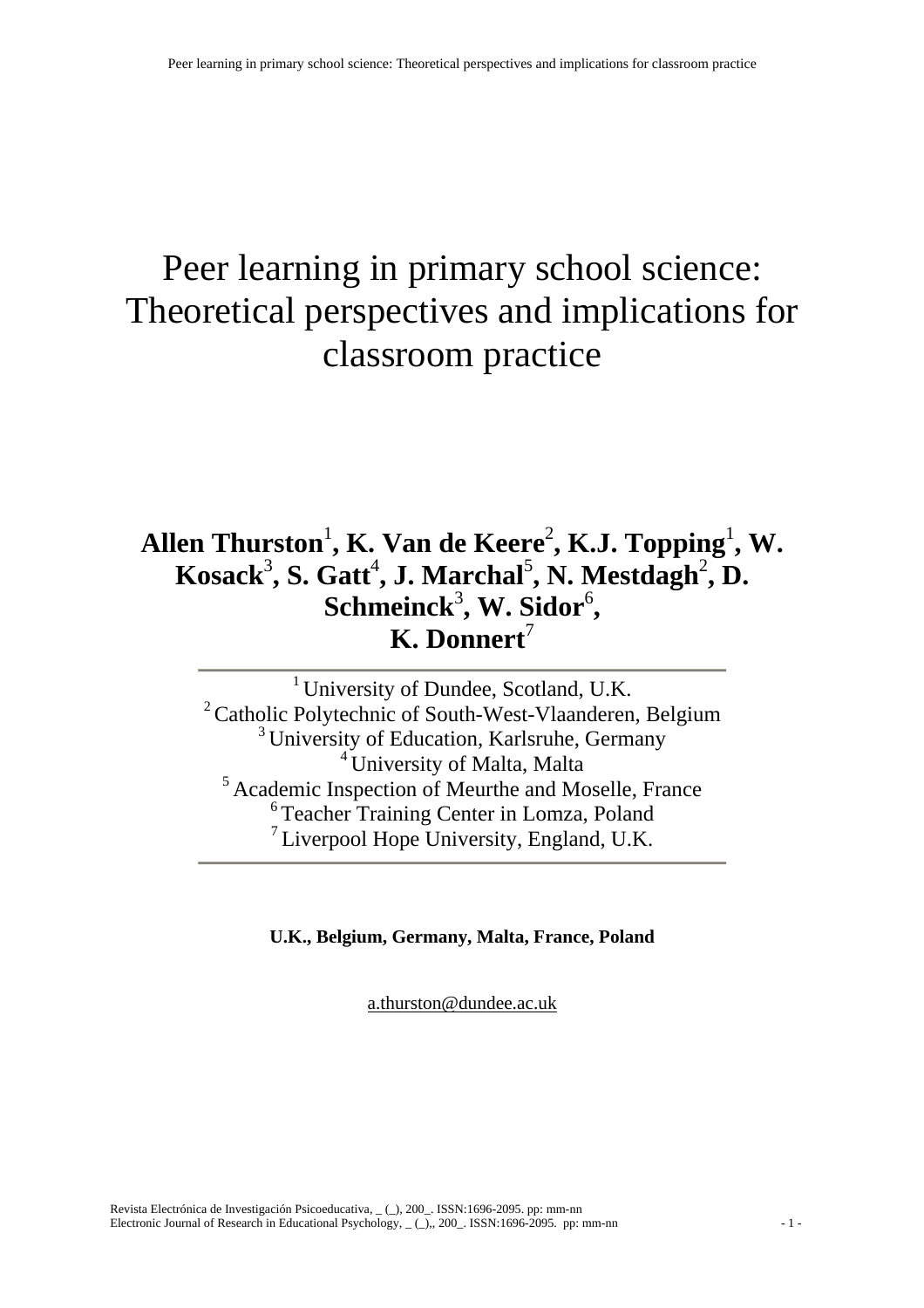# Peer learning in primary school science: Theoretical perspectives and implications for classroom practice

**Allen Thurston[1], K. Van de Keere[2], K.J. Topping[1], W. Kosack[3], S. Gatt[4], J. Marchal[5], N. Mestdagh[2], D. Schmeinck[3], W. Sidor[6], K. Donnert[7]**

[1] University of Dundee, Scotland, U.K.
[2] Catholic Polytechnic of South-West-Vlaanderen, Belgium
[3] University of Education, Karlsruhe, Germany
[4] University of Malta, Malta
[5] Academic Inspection of Meurthe and Moselle, France
[6] Teacher Training Center in Lomza, Poland
[7] Liverpool Hope University, England, U.K.

**U.K., Belgium, Germany, Malta, France, Poland**

a.thurston@dundee.ac.uk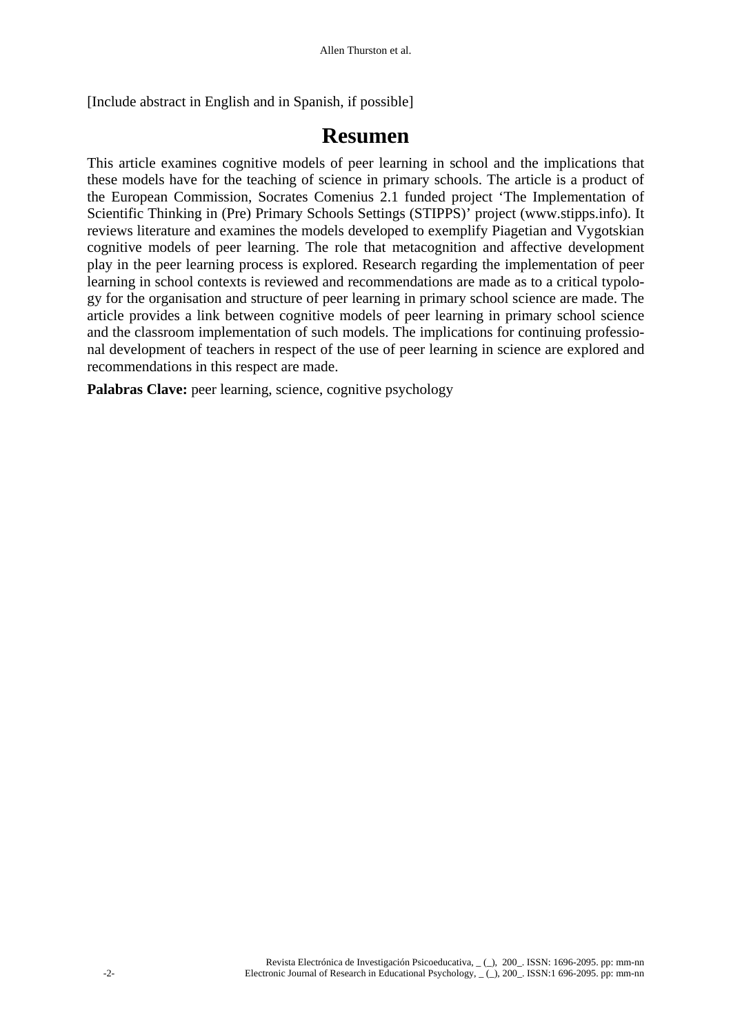[Include abstract in English and in Spanish, if possible]

# Resumen

This article examines cognitive models of peer learning in school and the implications that these models have for the teaching of science in primary schools. The article is a product of the European Commission, Socrates Comenius 2.1 funded project 'The Implementation of Scientific Thinking in (Pre) Primary Schools Settings (STIPPS)' project (www.stipps.info). It reviews literature and examines the models developed to exemplify Piagetian and Vygotskian cognitive models of peer learning. The role that metacognition and affective development play in the peer learning process is explored. Research regarding the implementation of peer learning in school contexts is reviewed and recommendations are made as to a critical typology for the organisation and structure of peer learning in primary school science are made. The article provides a link between cognitive models of peer learning in primary school science and the classroom implementation of such models. The implications for continuing professional development of teachers in respect of the use of peer learning in science are explored and recommendations in this respect are made.

**Palabras Clave:** peer learning, science, cognitive psychology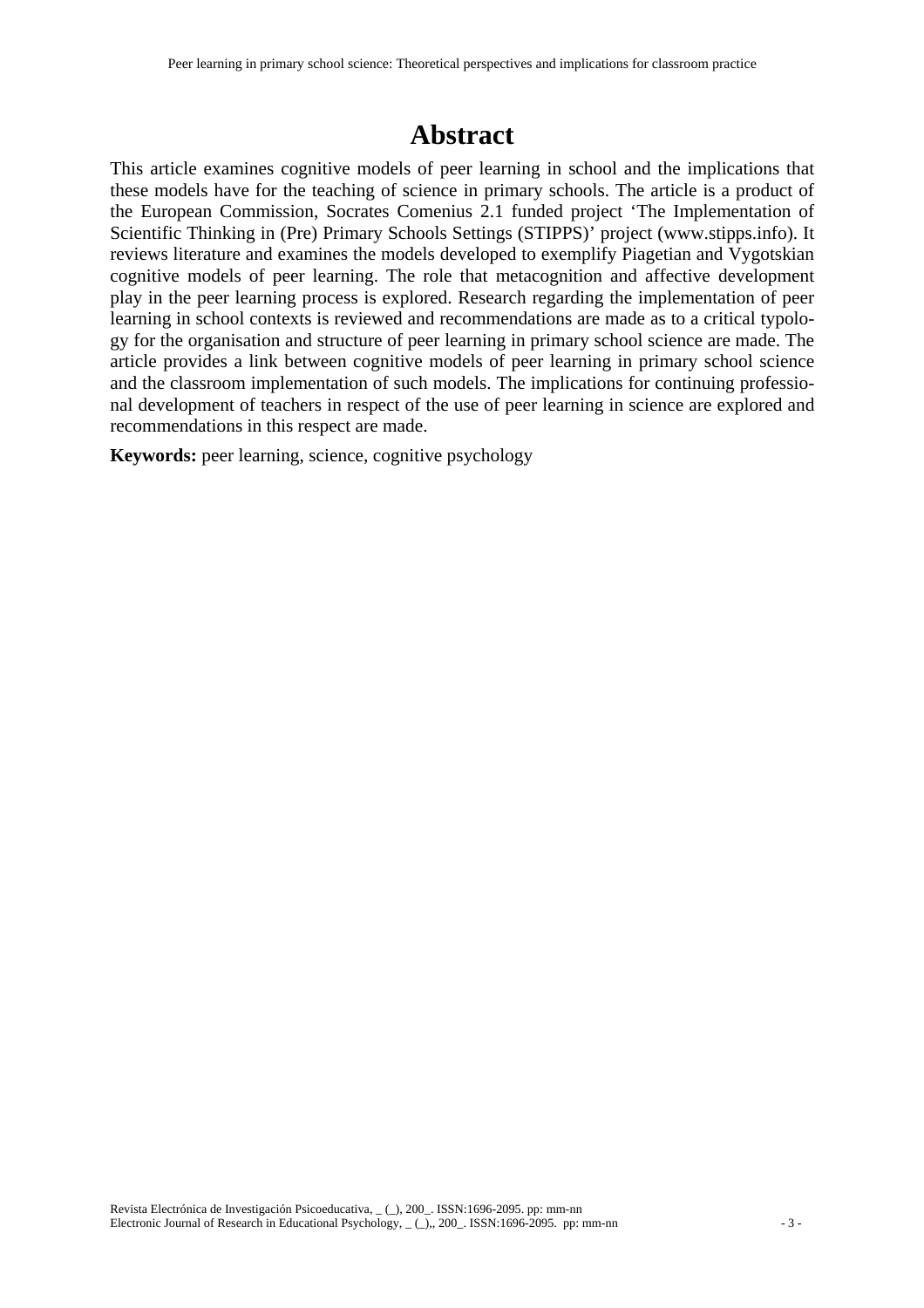# Abstract

This article examines cognitive models of peer learning in school and the implications that these models have for the teaching of science in primary schools. The article is a product of the European Commission, Socrates Comenius 2.1 funded project 'The Implementation of Scientific Thinking in (Pre) Primary Schools Settings (STIPPS)' project (www.stipps.info). It reviews literature and examines the models developed to exemplify Piagetian and Vygotskian cognitive models of peer learning. The role that metacognition and affective development play in the peer learning process is explored. Research regarding the implementation of peer learning in school contexts is reviewed and recommendations are made as to a critical typology for the organisation and structure of peer learning in primary school science are made. The article provides a link between cognitive models of peer learning in primary school science and the classroom implementation of such models. The implications for continuing professional development of teachers in respect of the use of peer learning in science are explored and recommendations in this respect are made.

**Keywords:** peer learning, science, cognitive psychology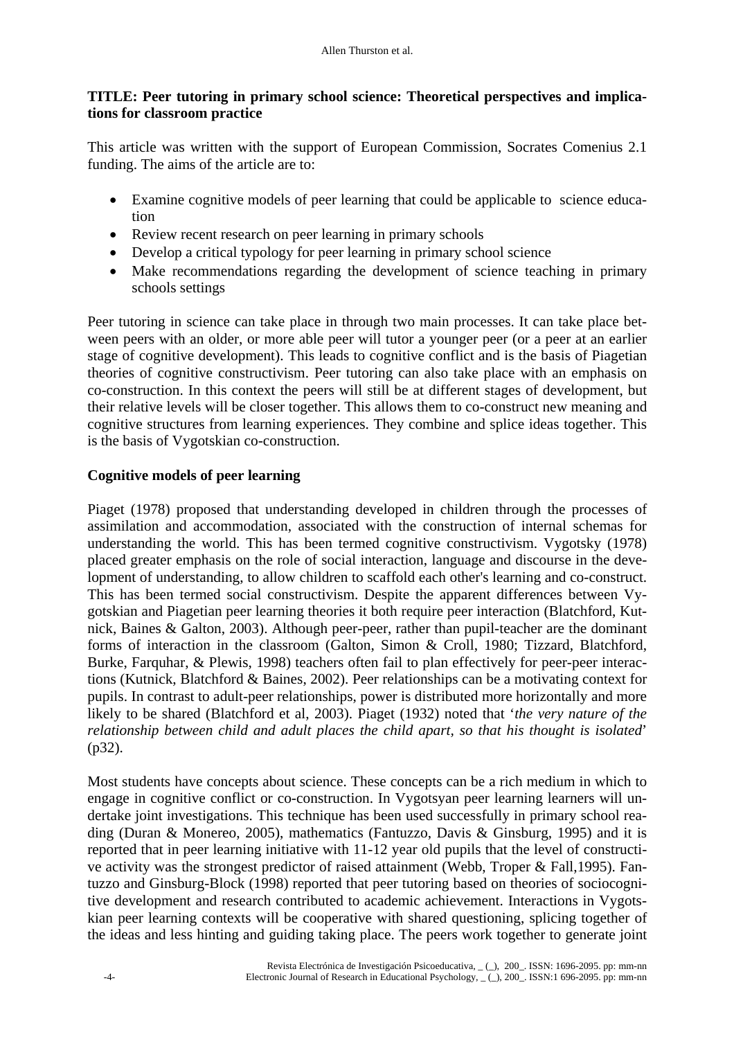**TITLE: Peer tutoring in primary school science: Theoretical perspectives and implications for classroom practice**

This article was written with the support of European Commission, Socrates Comenius 2.1 funding. The aims of the article are to:

- Examine cognitive models of peer learning that could be applicable to science education
- Review recent research on peer learning in primary schools
- Develop a critical typology for peer learning in primary school science
- Make recommendations regarding the development of science teaching in primary schools settings

Peer tutoring in science can take place in through two main processes. It can take place between peers with an older, or more able peer will tutor a younger peer (or a peer at an earlier stage of cognitive development). This leads to cognitive conflict and is the basis of Piagetian theories of cognitive constructivism. Peer tutoring can also take place with an emphasis on co-construction. In this context the peers will still be at different stages of development, but their relative levels will be closer together. This allows them to co-construct new meaning and cognitive structures from learning experiences. They combine and splice ideas together. This is the basis of Vygotskian co-construction.

**Cognitive models of peer learning**

Piaget (1978) proposed that understanding developed in children through the processes of assimilation and accommodation, associated with the construction of internal schemas for understanding the world. This has been termed cognitive constructivism. Vygotsky (1978) placed greater emphasis on the role of social interaction, language and discourse in the development of understanding, to allow children to scaffold each other's learning and co-construct. This has been termed social constructivism. Despite the apparent differences between Vygotskian and Piagetian peer learning theories it both require peer interaction (Blatchford, Kutnick, Baines & Galton, 2003). Although peer-peer, rather than pupil-teacher are the dominant forms of interaction in the classroom (Galton, Simon & Croll, 1980; Tizzard, Blatchford, Burke, Farquhar, & Plewis, 1998) teachers often fail to plan effectively for peer-peer interactions (Kutnick, Blatchford & Baines, 2002). Peer relationships can be a motivating context for pupils. In contrast to adult-peer relationships, power is distributed more horizontally and more likely to be shared (Blatchford et al, 2003). Piaget (1932) noted that '*the very nature of the relationship between child and adult places the child apart, so that his thought is isolated*' (p32).

Most students have concepts about science. These concepts can be a rich medium in which to engage in cognitive conflict or co-construction. In Vygotsyan peer learning learners will undertake joint investigations. This technique has been used successfully in primary school reading (Duran & Monereo, 2005), mathematics (Fantuzzo, Davis & Ginsburg, 1995) and it is reported that in peer learning initiative with 11-12 year old pupils that the level of constructive activity was the strongest predictor of raised attainment (Webb, Troper & Fall,1995). Fantuzzo and Ginsburg-Block (1998) reported that peer tutoring based on theories of sociocognitive development and research contributed to academic achievement. Interactions in Vygotskian peer learning contexts will be cooperative with shared questioning, splicing together of the ideas and less hinting and guiding taking place. The peers work together to generate joint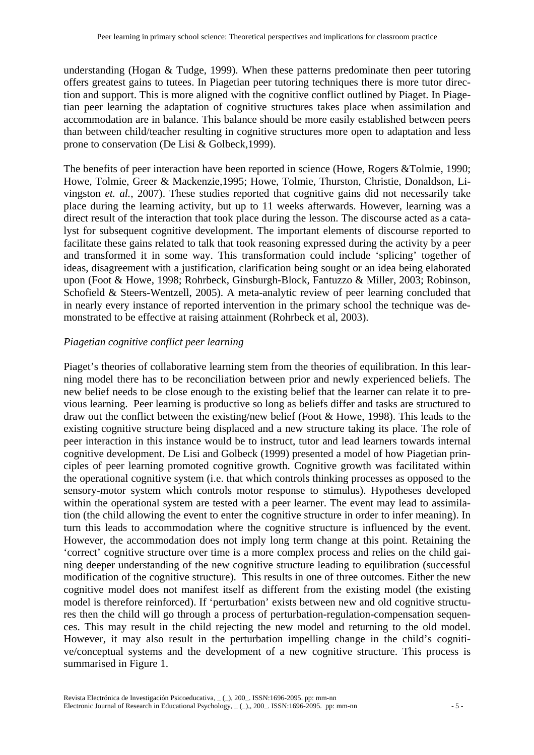understanding (Hogan & Tudge, 1999). When these patterns predominate then peer tutoring offers greatest gains to tutees. In Piagetian peer tutoring techniques there is more tutor direction and support. This is more aligned with the cognitive conflict outlined by Piaget. In Piagetian peer learning the adaptation of cognitive structures takes place when assimilation and accommodation are in balance. This balance should be more easily established between peers than between child/teacher resulting in cognitive structures more open to adaptation and less prone to conservation (De Lisi & Golbeck,1999).

The benefits of peer interaction have been reported in science (Howe, Rogers &Tolmie, 1990; Howe, Tolmie, Greer & Mackenzie,1995; Howe, Tolmie, Thurston, Christie, Donaldson, Livingston *et. al.*, 2007). These studies reported that cognitive gains did not necessarily take place during the learning activity, but up to 11 weeks afterwards. However, learning was a direct result of the interaction that took place during the lesson. The discourse acted as a catalyst for subsequent cognitive development. The important elements of discourse reported to facilitate these gains related to talk that took reasoning expressed during the activity by a peer and transformed it in some way. This transformation could include 'splicing' together of ideas, disagreement with a justification, clarification being sought or an idea being elaborated upon (Foot & Howe, 1998; Rohrbeck, Ginsburgh-Block, Fantuzzo & Miller, 2003; Robinson, Schofield & Steers-Wentzell, 2005). A meta-analytic review of peer learning concluded that in nearly every instance of reported intervention in the primary school the technique was demonstrated to be effective at raising attainment (Rohrbeck et al, 2003).

*Piagetian cognitive conflict peer learning*

Piaget's theories of collaborative learning stem from the theories of equilibration. In this learning model there has to be reconciliation between prior and newly experienced beliefs. The new belief needs to be close enough to the existing belief that the learner can relate it to previous learning. Peer learning is productive so long as beliefs differ and tasks are structured to draw out the conflict between the existing/new belief (Foot & Howe, 1998). This leads to the existing cognitive structure being displaced and a new structure taking its place. The role of peer interaction in this instance would be to instruct, tutor and lead learners towards internal cognitive development. De Lisi and Golbeck (1999) presented a model of how Piagetian principles of peer learning promoted cognitive growth. Cognitive growth was facilitated within the operational cognitive system (i.e. that which controls thinking processes as opposed to the sensory-motor system which controls motor response to stimulus). Hypotheses developed within the operational system are tested with a peer learner. The event may lead to assimilation (the child allowing the event to enter the cognitive structure in order to infer meaning). In turn this leads to accommodation where the cognitive structure is influenced by the event. However, the accommodation does not imply long term change at this point. Retaining the 'correct' cognitive structure over time is a more complex process and relies on the child gaining deeper understanding of the new cognitive structure leading to equilibration (successful modification of the cognitive structure). This results in one of three outcomes. Either the new cognitive model does not manifest itself as different from the existing model (the existing model is therefore reinforced). If 'perturbation' exists between new and old cognitive structures then the child will go through a process of perturbation-regulation-compensation sequences. This may result in the child rejecting the new model and returning to the old model. However, it may also result in the perturbation impelling change in the child's cognitive/conceptual systems and the development of a new cognitive structure. This process is summarised in Figure 1.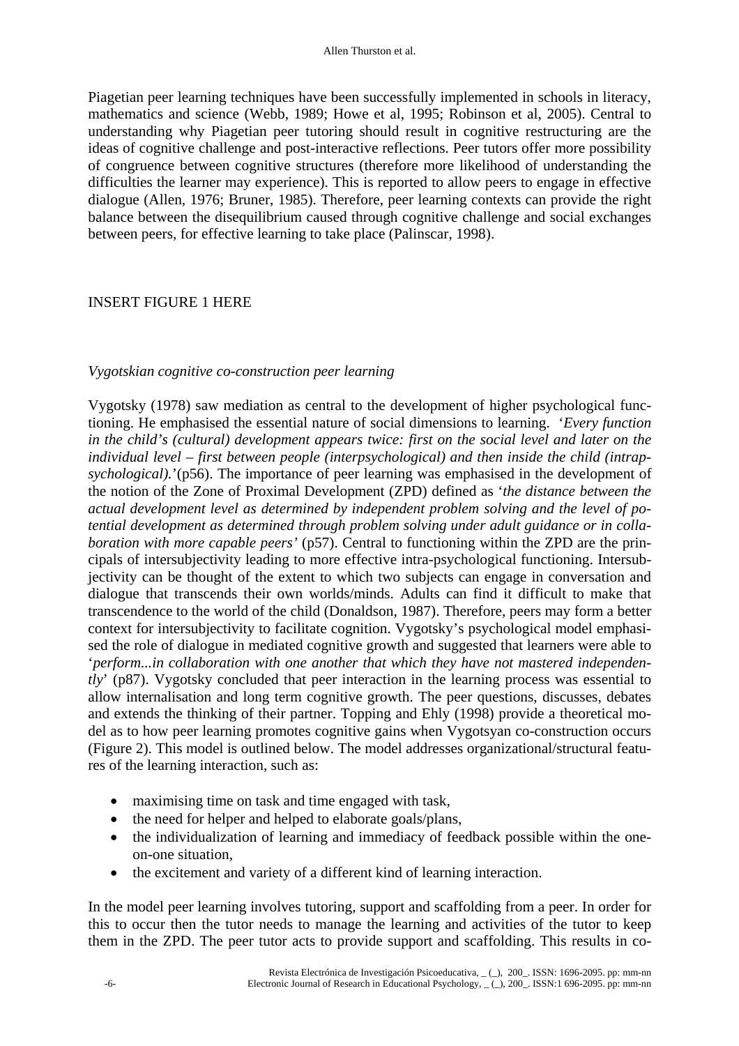Piagetian peer learning techniques have been successfully implemented in schools in literacy, mathematics and science (Webb, 1989; Howe et al, 1995; Robinson et al, 2005). Central to understanding why Piagetian peer tutoring should result in cognitive restructuring are the ideas of cognitive challenge and post-interactive reflections. Peer tutors offer more possibility of congruence between cognitive structures (therefore more likelihood of understanding the difficulties the learner may experience). This is reported to allow peers to engage in effective dialogue (Allen, 1976; Bruner, 1985). Therefore, peer learning contexts can provide the right balance between the disequilibrium caused through cognitive challenge and social exchanges between peers, for effective learning to take place (Palinscar, 1998).

INSERT FIGURE 1 HERE

*Vygotskian cognitive co-construction peer learning*

Vygotsky (1978) saw mediation as central to the development of higher psychological functioning. He emphasised the essential nature of social dimensions to learning. '*Every function in the child's (cultural) development appears twice: first on the social level and later on the individual level – first between people (interpsychological) and then inside the child (intrapsychological).*'(p56). The importance of peer learning was emphasised in the development of the notion of the Zone of Proximal Development (ZPD) defined as '*the distance between the actual development level as determined by independent problem solving and the level of potential development as determined through problem solving under adult guidance or in collaboration with more capable peers*' (p57). Central to functioning within the ZPD are the principals of intersubjectivity leading to more effective intra-psychological functioning. Intersubjectivity can be thought of the extent to which two subjects can engage in conversation and dialogue that transcends their own worlds/minds. Adults can find it difficult to make that transcendence to the world of the child (Donaldson, 1987). Therefore, peers may form a better context for intersubjectivity to facilitate cognition. Vygotsky's psychological model emphasised the role of dialogue in mediated cognitive growth and suggested that learners were able to '*perform...in collaboration with one another that which they have not mastered independently*' (p87). Vygotsky concluded that peer interaction in the learning process was essential to allow internalisation and long term cognitive growth. The peer questions, discusses, debates and extends the thinking of their partner. Topping and Ehly (1998) provide a theoretical model as to how peer learning promotes cognitive gains when Vygotsyan co-construction occurs (Figure 2). This model is outlined below. The model addresses organizational/structural features of the learning interaction, such as:

- maximising time on task and time engaged with task,
- the need for helper and helped to elaborate goals/plans,
- the individualization of learning and immediacy of feedback possible within the one-on-one situation,
- the excitement and variety of a different kind of learning interaction.

In the model peer learning involves tutoring, support and scaffolding from a peer. In order for this to occur then the tutor needs to manage the learning and activities of the tutor to keep them in the ZPD. The peer tutor acts to provide support and scaffolding. This results in co-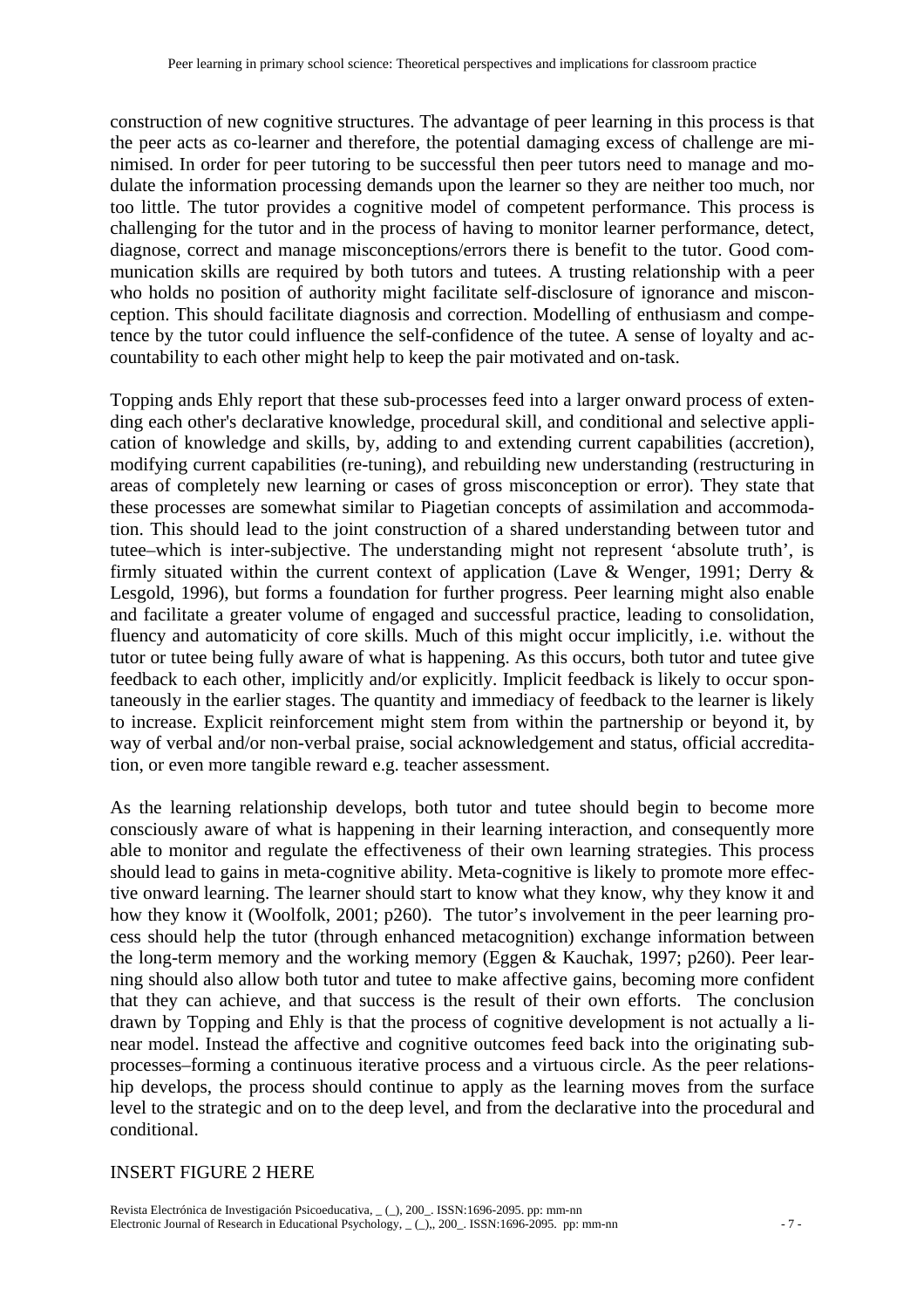construction of new cognitive structures. The advantage of peer learning in this process is that the peer acts as co-learner and therefore, the potential damaging excess of challenge are minimised. In order for peer tutoring to be successful then peer tutors need to manage and modulate the information processing demands upon the learner so they are neither too much, nor too little. The tutor provides a cognitive model of competent performance. This process is challenging for the tutor and in the process of having to monitor learner performance, detect, diagnose, correct and manage misconceptions/errors there is benefit to the tutor. Good communication skills are required by both tutors and tutees. A trusting relationship with a peer who holds no position of authority might facilitate self-disclosure of ignorance and misconception. This should facilitate diagnosis and correction. Modelling of enthusiasm and competence by the tutor could influence the self-confidence of the tutee. A sense of loyalty and accountability to each other might help to keep the pair motivated and on-task.

Topping ands Ehly report that these sub-processes feed into a larger onward process of extending each other's declarative knowledge, procedural skill, and conditional and selective application of knowledge and skills, by, adding to and extending current capabilities (accretion), modifying current capabilities (re-tuning), and rebuilding new understanding (restructuring in areas of completely new learning or cases of gross misconception or error). They state that these processes are somewhat similar to Piagetian concepts of assimilation and accommodation. This should lead to the joint construction of a shared understanding between tutor and tutee–which is inter-subjective. The understanding might not represent 'absolute truth', is firmly situated within the current context of application (Lave & Wenger, 1991; Derry & Lesgold, 1996), but forms a foundation for further progress. Peer learning might also enable and facilitate a greater volume of engaged and successful practice, leading to consolidation, fluency and automaticity of core skills. Much of this might occur implicitly, i.e. without the tutor or tutee being fully aware of what is happening. As this occurs, both tutor and tutee give feedback to each other, implicitly and/or explicitly. Implicit feedback is likely to occur spontaneously in the earlier stages. The quantity and immediacy of feedback to the learner is likely to increase. Explicit reinforcement might stem from within the partnership or beyond it, by way of verbal and/or non-verbal praise, social acknowledgement and status, official accreditation, or even more tangible reward e.g. teacher assessment.

As the learning relationship develops, both tutor and tutee should begin to become more consciously aware of what is happening in their learning interaction, and consequently more able to monitor and regulate the effectiveness of their own learning strategies. This process should lead to gains in meta-cognitive ability. Meta-cognitive is likely to promote more effective onward learning. The learner should start to know what they know, why they know it and how they know it (Woolfolk, 2001; p260). The tutor's involvement in the peer learning process should help the tutor (through enhanced metacognition) exchange information between the long-term memory and the working memory (Eggen & Kauchak, 1997; p260). Peer learning should also allow both tutor and tutee to make affective gains, becoming more confident that they can achieve, and that success is the result of their own efforts. The conclusion drawn by Topping and Ehly is that the process of cognitive development is not actually a linear model. Instead the affective and cognitive outcomes feed back into the originating sub-processes–forming a continuous iterative process and a virtuous circle. As the peer relationship develops, the process should continue to apply as the learning moves from the surface level to the strategic and on to the deep level, and from the declarative into the procedural and conditional.

INSERT FIGURE 2 HERE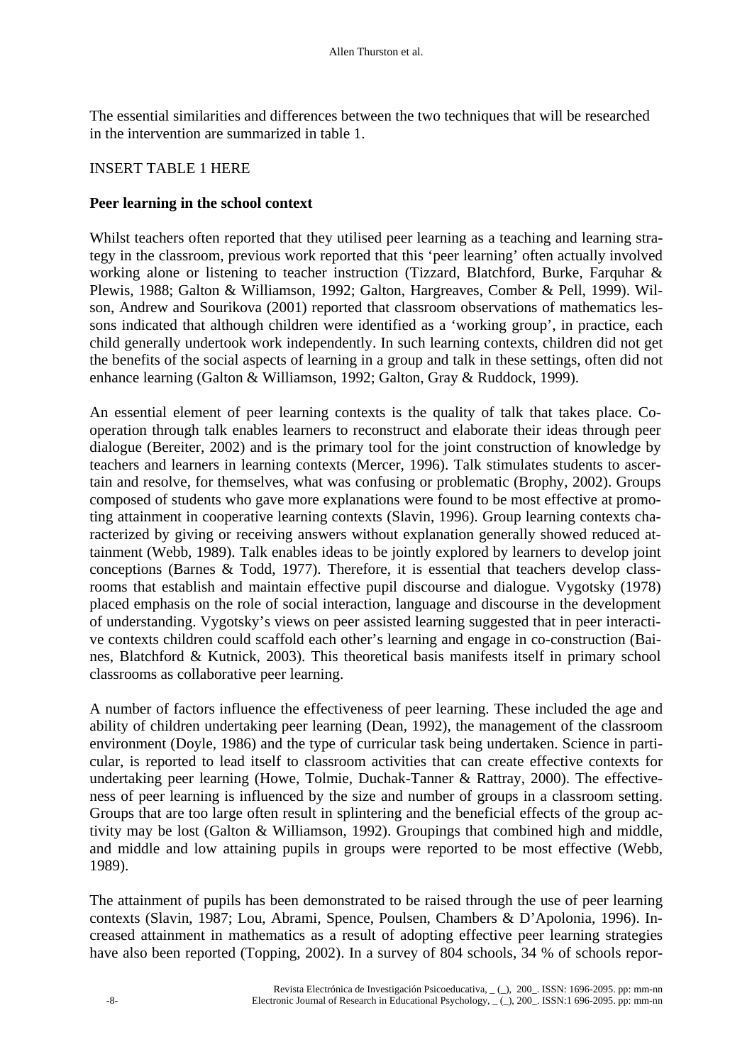The essential similarities and differences between the two techniques that will be researched in the intervention are summarized in table 1.

INSERT TABLE 1 HERE

**Peer learning in the school context**

Whilst teachers often reported that they utilised peer learning as a teaching and learning strategy in the classroom, previous work reported that this 'peer learning' often actually involved working alone or listening to teacher instruction (Tizzard, Blatchford, Burke, Farquhar & Plewis, 1988; Galton & Williamson, 1992; Galton, Hargreaves, Comber & Pell, 1999). Wilson, Andrew and Sourikova (2001) reported that classroom observations of mathematics lessons indicated that although children were identified as a 'working group', in practice, each child generally undertook work independently. In such learning contexts, children did not get the benefits of the social aspects of learning in a group and talk in these settings, often did not enhance learning (Galton & Williamson, 1992; Galton, Gray & Ruddock, 1999).

An essential element of peer learning contexts is the quality of talk that takes place. Co-operation through talk enables learners to reconstruct and elaborate their ideas through peer dialogue (Bereiter, 2002) and is the primary tool for the joint construction of knowledge by teachers and learners in learning contexts (Mercer, 1996). Talk stimulates students to ascertain and resolve, for themselves, what was confusing or problematic (Brophy, 2002). Groups composed of students who gave more explanations were found to be most effective at promoting attainment in cooperative learning contexts (Slavin, 1996). Group learning contexts characterized by giving or receiving answers without explanation generally showed reduced attainment (Webb, 1989). Talk enables ideas to be jointly explored by learners to develop joint conceptions (Barnes & Todd, 1977). Therefore, it is essential that teachers develop classrooms that establish and maintain effective pupil discourse and dialogue. Vygotsky (1978) placed emphasis on the role of social interaction, language and discourse in the development of understanding. Vygotsky's views on peer assisted learning suggested that in peer interactive contexts children could scaffold each other's learning and engage in co-construction (Baines, Blatchford & Kutnick, 2003). This theoretical basis manifests itself in primary school classrooms as collaborative peer learning.

A number of factors influence the effectiveness of peer learning. These included the age and ability of children undertaking peer learning (Dean, 1992), the management of the classroom environment (Doyle, 1986) and the type of curricular task being undertaken. Science in particular, is reported to lead itself to classroom activities that can create effective contexts for undertaking peer learning (Howe, Tolmie, Duchak-Tanner & Rattray, 2000). The effectiveness of peer learning is influenced by the size and number of groups in a classroom setting. Groups that are too large often result in splintering and the beneficial effects of the group activity may be lost (Galton & Williamson, 1992). Groupings that combined high and middle, and middle and low attaining pupils in groups were reported to be most effective (Webb, 1989).

The attainment of pupils has been demonstrated to be raised through the use of peer learning contexts (Slavin, 1987; Lou, Abrami, Spence, Poulsen, Chambers & D'Apolonia, 1996). Increased attainment in mathematics as a result of adopting effective peer learning strategies have also been reported (Topping, 2002). In a survey of 804 schools, 34 % of schools repor-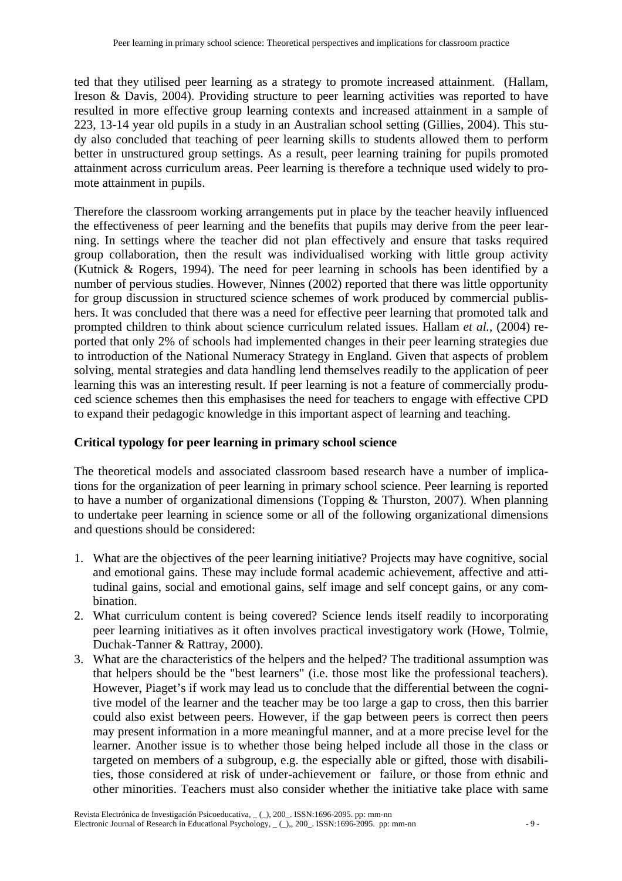ted that they utilised peer learning as a strategy to promote increased attainment. (Hallam, Ireson & Davis, 2004). Providing structure to peer learning activities was reported to have resulted in more effective group learning contexts and increased attainment in a sample of 223, 13-14 year old pupils in a study in an Australian school setting (Gillies, 2004). This study also concluded that teaching of peer learning skills to students allowed them to perform better in unstructured group settings. As a result, peer learning training for pupils promoted attainment across curriculum areas. Peer learning is therefore a technique used widely to promote attainment in pupils.

Therefore the classroom working arrangements put in place by the teacher heavily influenced the effectiveness of peer learning and the benefits that pupils may derive from the peer learning. In settings where the teacher did not plan effectively and ensure that tasks required group collaboration, then the result was individualised working with little group activity (Kutnick & Rogers, 1994). The need for peer learning in schools has been identified by a number of pervious studies. However, Ninnes (2002) reported that there was little opportunity for group discussion in structured science schemes of work produced by commercial publishers. It was concluded that there was a need for effective peer learning that promoted talk and prompted children to think about science curriculum related issues. Hallam *et al.*, (2004) reported that only 2% of schools had implemented changes in their peer learning strategies due to introduction of the National Numeracy Strategy in England. Given that aspects of problem solving, mental strategies and data handling lend themselves readily to the application of peer learning this was an interesting result. If peer learning is not a feature of commercially produced science schemes then this emphasises the need for teachers to engage with effective CPD to expand their pedagogic knowledge in this important aspect of learning and teaching.

## Critical typology for peer learning in primary school science

The theoretical models and associated classroom based research have a number of implications for the organization of peer learning in primary school science. Peer learning is reported to have a number of organizational dimensions (Topping & Thurston, 2007). When planning to undertake peer learning in science some or all of the following organizational dimensions and questions should be considered:

1. What are the objectives of the peer learning initiative? Projects may have cognitive, social and emotional gains. These may include formal academic achievement, affective and attitudinal gains, social and emotional gains, self image and self concept gains, or any combination.
2. What curriculum content is being covered? Science lends itself readily to incorporating peer learning initiatives as it often involves practical investigatory work (Howe, Tolmie, Duchak-Tanner & Rattray, 2000).
3. What are the characteristics of the helpers and the helped? The traditional assumption was that helpers should be the "best learners" (i.e. those most like the professional teachers). However, Piaget's if work may lead us to conclude that the differential between the cognitive model of the learner and the teacher may be too large a gap to cross, then this barrier could also exist between peers. However, if the gap between peers is correct then peers may present information in a more meaningful manner, and at a more precise level for the learner. Another issue is to whether those being helped include all those in the class or targeted on members of a subgroup, e.g. the especially able or gifted, those with disabilities, those considered at risk of under-achievement or failure, or those from ethnic and other minorities. Teachers must also consider whether the initiative take place with same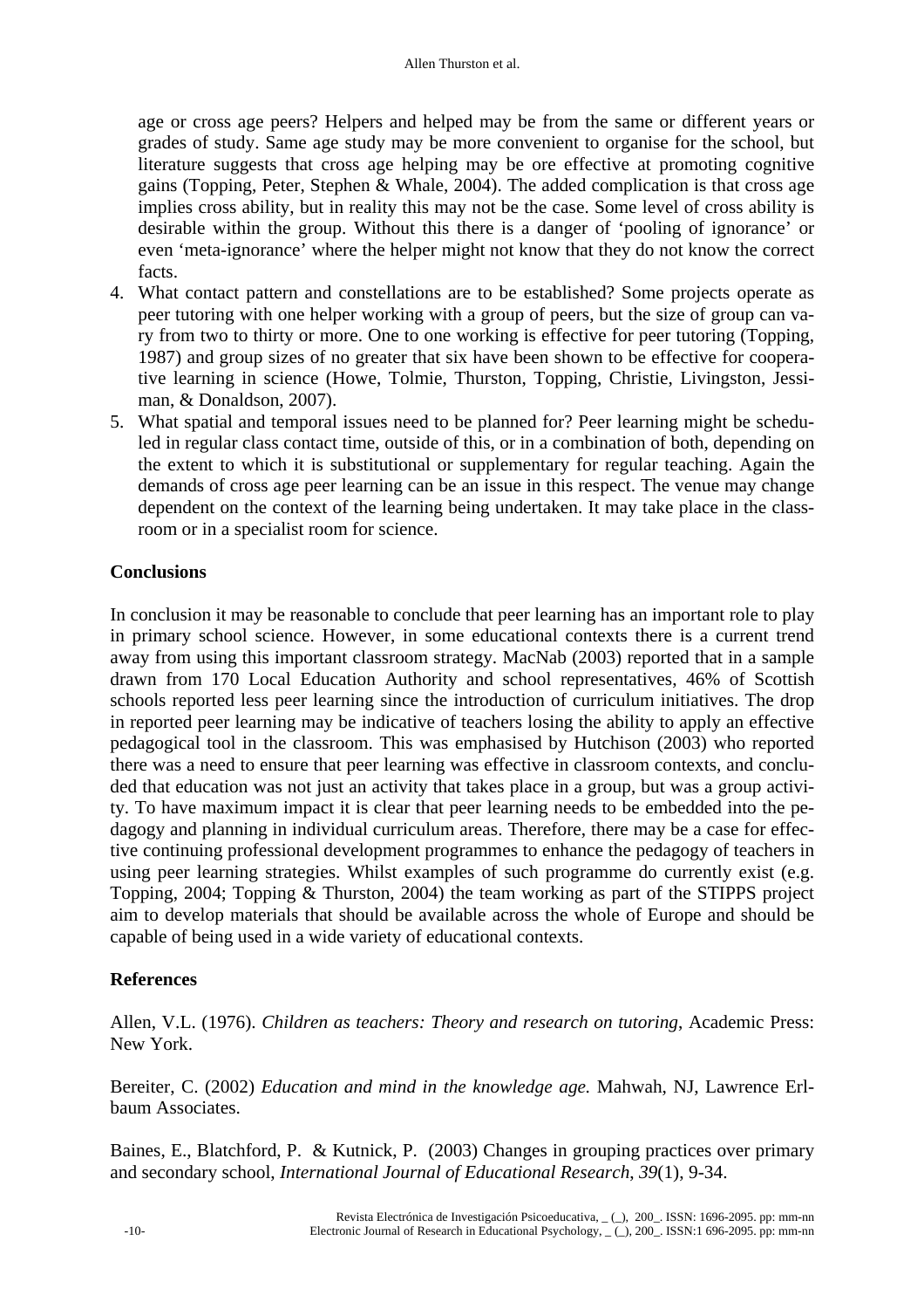age or cross age peers? Helpers and helped may be from the same or different years or grades of study. Same age study may be more convenient to organise for the school, but literature suggests that cross age helping may be ore effective at promoting cognitive gains (Topping, Peter, Stephen & Whale, 2004). The added complication is that cross age implies cross ability, but in reality this may not be the case. Some level of cross ability is desirable within the group. Without this there is a danger of 'pooling of ignorance' or even 'meta-ignorance' where the helper might not know that they do not know the correct facts.

4. What contact pattern and constellations are to be established? Some projects operate as peer tutoring with one helper working with a group of peers, but the size of group can vary from two to thirty or more. One to one working is effective for peer tutoring (Topping, 1987) and group sizes of no greater that six have been shown to be effective for cooperative learning in science (Howe, Tolmie, Thurston, Topping, Christie, Livingston, Jessiman, & Donaldson, 2007).
5. What spatial and temporal issues need to be planned for? Peer learning might be scheduled in regular class contact time, outside of this, or in a combination of both, depending on the extent to which it is substitutional or supplementary for regular teaching. Again the demands of cross age peer learning can be an issue in this respect. The venue may change dependent on the context of the learning being undertaken. It may take place in the classroom or in a specialist room for science.

## Conclusions

In conclusion it may be reasonable to conclude that peer learning has an important role to play in primary school science. However, in some educational contexts there is a current trend away from using this important classroom strategy. MacNab (2003) reported that in a sample drawn from 170 Local Education Authority and school representatives, 46% of Scottish schools reported less peer learning since the introduction of curriculum initiatives. The drop in reported peer learning may be indicative of teachers losing the ability to apply an effective pedagogical tool in the classroom. This was emphasised by Hutchison (2003) who reported there was a need to ensure that peer learning was effective in classroom contexts, and concluded that education was not just an activity that takes place in a group, but was a group activity. To have maximum impact it is clear that peer learning needs to be embedded into the pedagogy and planning in individual curriculum areas. Therefore, there may be a case for effective continuing professional development programmes to enhance the pedagogy of teachers in using peer learning strategies. Whilst examples of such programme do currently exist (e.g. Topping, 2004; Topping & Thurston, 2004) the team working as part of the STIPPS project aim to develop materials that should be available across the whole of Europe and should be capable of being used in a wide variety of educational contexts.

## References

Allen, V.L. (1976). *Children as teachers: Theory and research on tutoring*, Academic Press: New York.

Bereiter, C. (2002) *Education and mind in the knowledge age.* Mahwah, NJ, Lawrence Erlbaum Associates.

Baines, E., Blatchford, P. & Kutnick, P. (2003) Changes in grouping practices over primary and secondary school, *International Journal of Educational Research*, *39*(1), 9-34.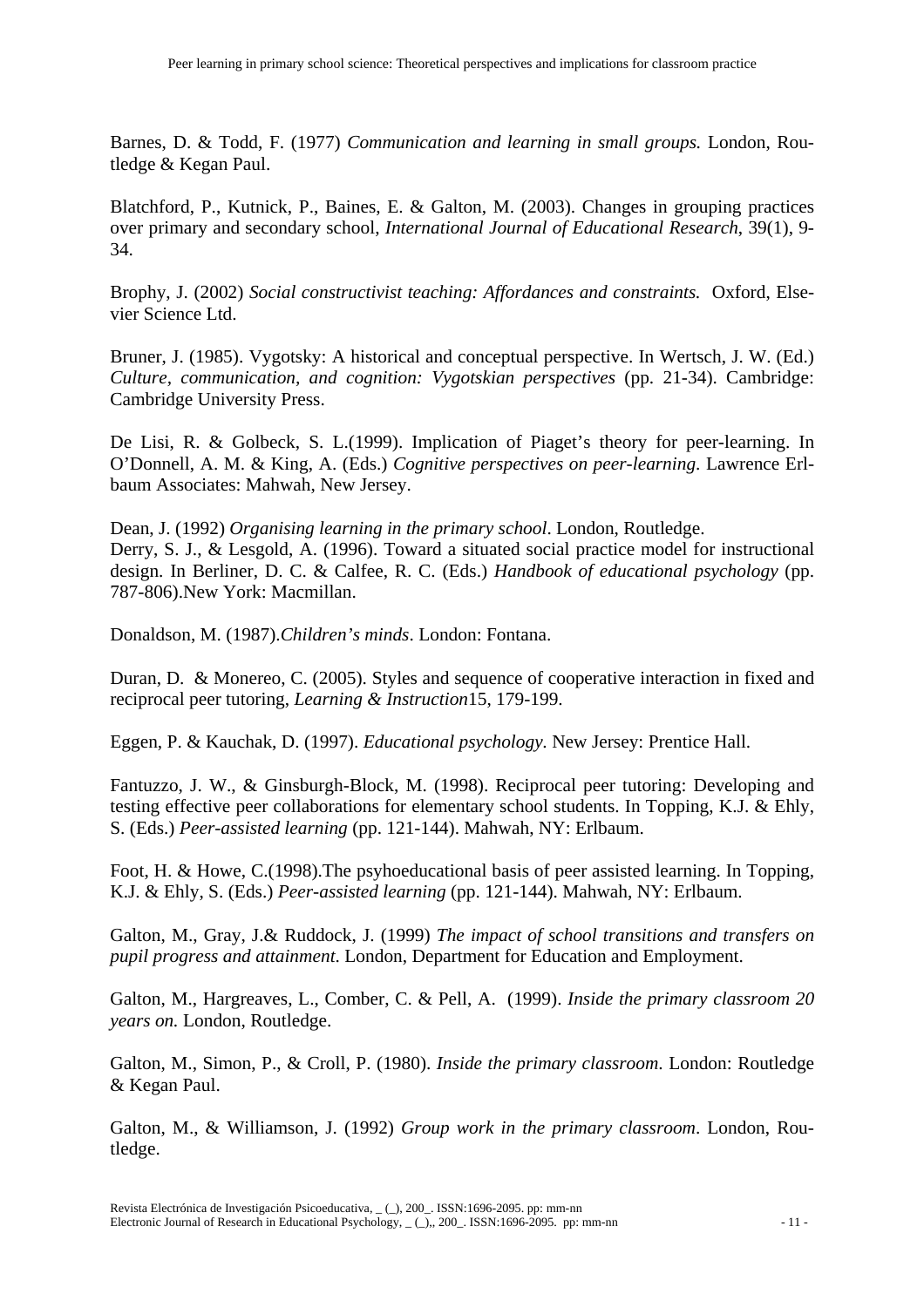Barnes, D. & Todd, F. (1977) *Communication and learning in small groups.* London, Routledge & Kegan Paul.

Blatchford, P., Kutnick, P., Baines, E. & Galton, M. (2003). Changes in grouping practices over primary and secondary school, *International Journal of Educational Research*, 39(1), 9-34.

Brophy, J. (2002) *Social constructivist teaching: Affordances and constraints.* Oxford, Elsevier Science Ltd.

Bruner, J. (1985). Vygotsky: A historical and conceptual perspective. In Wertsch, J. W. (Ed.) *Culture, communication, and cognition: Vygotskian perspectives* (pp. 21-34). Cambridge: Cambridge University Press.

De Lisi, R. & Golbeck, S. L.(1999). Implication of Piaget's theory for peer-learning. In O'Donnell, A. M. & King, A. (Eds.) *Cognitive perspectives on peer-learning*. Lawrence Erlbaum Associates: Mahwah, New Jersey.

Dean, J. (1992) *Organising learning in the primary school*. London, Routledge.
Derry, S. J., & Lesgold, A. (1996). Toward a situated social practice model for instructional design. In Berliner, D. C. & Calfee, R. C. (Eds.) *Handbook of educational psychology* (pp. 787-806).New York: Macmillan.

Donaldson, M. (1987).*Children's minds*. London: Fontana.

Duran, D. & Monereo, C. (2005). Styles and sequence of cooperative interaction in fixed and reciprocal peer tutoring, *Learning & Instruction*15, 179-199.

Eggen, P. & Kauchak, D. (1997). *Educational psychology*. New Jersey: Prentice Hall.

Fantuzzo, J. W., & Ginsburgh-Block, M. (1998). Reciprocal peer tutoring: Developing and testing effective peer collaborations for elementary school students. In Topping, K.J. & Ehly, S. (Eds.) *Peer-assisted learning* (pp. 121-144). Mahwah, NY: Erlbaum.

Foot, H. & Howe, C.(1998).The psyhoeducational basis of peer assisted learning. In Topping, K.J. & Ehly, S. (Eds.) *Peer-assisted learning* (pp. 121-144). Mahwah, NY: Erlbaum.

Galton, M., Gray, J.& Ruddock, J. (1999) *The impact of school transitions and transfers on pupil progress and attainment*. London, Department for Education and Employment.

Galton, M., Hargreaves, L., Comber, C. & Pell, A. (1999). *Inside the primary classroom 20 years on.* London, Routledge.

Galton, M., Simon, P., & Croll, P. (1980). *Inside the primary classroom*. London: Routledge & Kegan Paul.

Galton, M., & Williamson, J. (1992) *Group work in the primary classroom*. London, Routledge.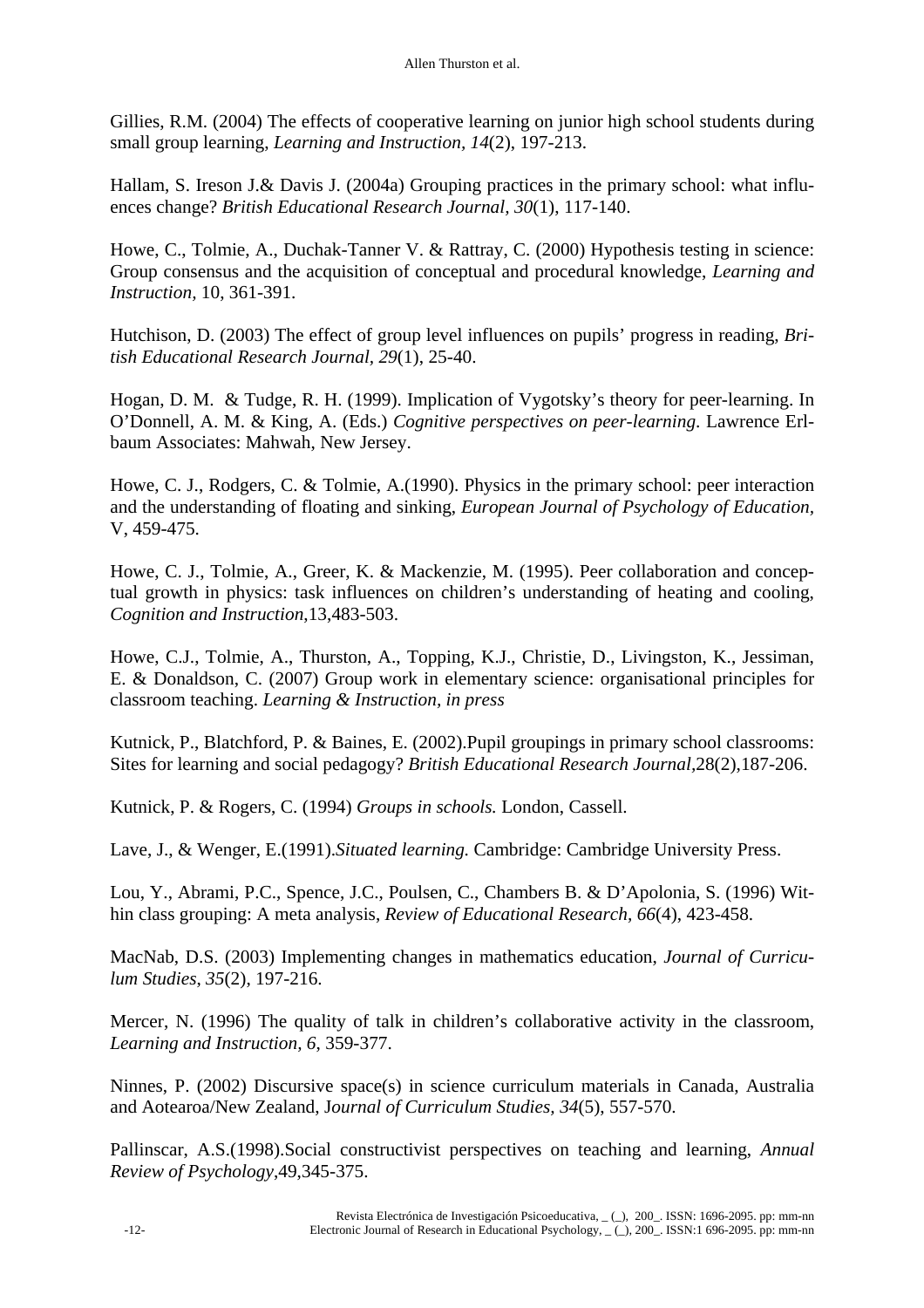Gillies, R.M. (2004) The effects of cooperative learning on junior high school students during small group learning, *Learning and Instruction, 14*(2), 197-213.

Hallam, S. Ireson J.& Davis J. (2004a) Grouping practices in the primary school: what influences change? *British Educational Research Journal, 30*(1), 117-140.

Howe, C., Tolmie, A., Duchak-Tanner V. & Rattray, C. (2000) Hypothesis testing in science: Group consensus and the acquisition of conceptual and procedural knowledge, *Learning and Instruction*, 10, 361-391.

Hutchison, D. (2003) The effect of group level influences on pupils' progress in reading, *British Educational Research Journal, 29*(1), 25-40.

Hogan, D. M. & Tudge, R. H. (1999). Implication of Vygotsky's theory for peer-learning. In O'Donnell, A. M. & King, A. (Eds.) *Cognitive perspectives on peer-learning*. Lawrence Erlbaum Associates: Mahwah, New Jersey.

Howe, C. J., Rodgers, C. & Tolmie, A.(1990). Physics in the primary school: peer interaction and the understanding of floating and sinking, *European Journal of Psychology of Education*, V, 459-475.

Howe, C. J., Tolmie, A., Greer, K. & Mackenzie, M. (1995). Peer collaboration and conceptual growth in physics: task influences on children's understanding of heating and cooling, *Cognition and Instruction*,13,483-503.

Howe, C.J., Tolmie, A., Thurston, A., Topping, K.J., Christie, D., Livingston, K., Jessiman, E. & Donaldson, C. (2007) Group work in elementary science: organisational principles for classroom teaching. *Learning & Instruction, in press*

Kutnick, P., Blatchford, P. & Baines, E. (2002).Pupil groupings in primary school classrooms: Sites for learning and social pedagogy? *British Educational Research Journal*,28(2),187-206.

Kutnick, P. & Rogers, C. (1994) *Groups in schools.* London, Cassell.

Lave, J., & Wenger, E.(1991).*Situated learning.* Cambridge: Cambridge University Press.

Lou, Y., Abrami, P.C., Spence, J.C., Poulsen, C., Chambers B. & D'Apolonia, S. (1996) Within class grouping: A meta analysis, *Review of Educational Research, 66*(4), 423-458.

MacNab, D.S. (2003) Implementing changes in mathematics education, *Journal of Curriculum Studies*, *35*(2), 197-216.

Mercer, N. (1996) The quality of talk in children's collaborative activity in the classroom, *Learning and Instruction, 6*, 359-377.

Ninnes, P. (2002) Discursive space(s) in science curriculum materials in Canada, Australia and Aotearoa/New Zealand, J*ournal of Curriculum Studies, 34*(5), 557-570.

Pallinscar, A.S.(1998).Social constructivist perspectives on teaching and learning, *Annual Review of Psychology*,49,345-375.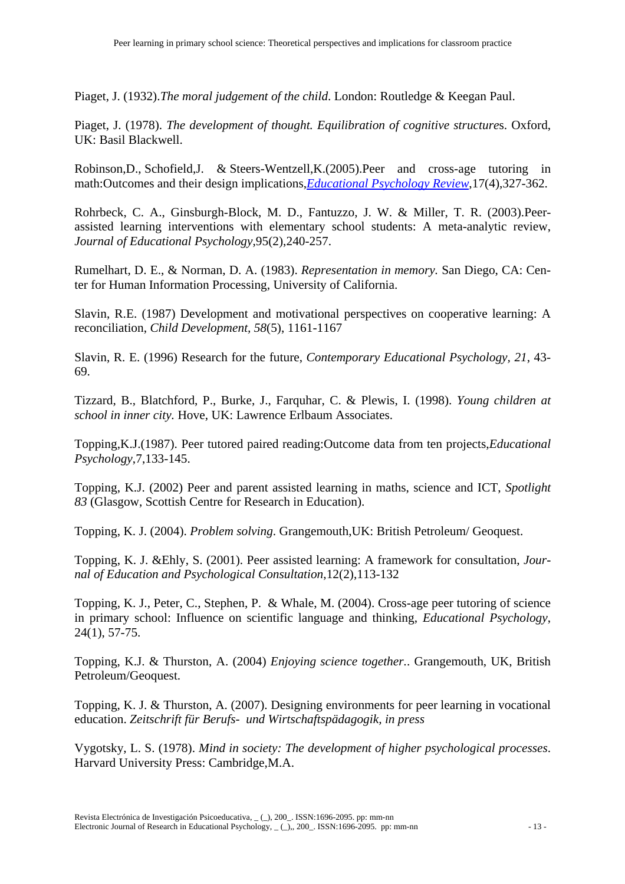Piaget, J. (1932).*The moral judgement of the child*. London: Routledge & Keegan Paul.

Piaget, J. (1978). *The development of thought. Equilibration of cognitive structure*s. Oxford, UK: Basil Blackwell.

Robinson,D., Schofield,J. & Steers-Wentzell,K.(2005).Peer and cross-age tutoring in math:Outcomes and their design implications,*Educational Psychology Review*,17(4),327-362.

Rohrbeck, C. A., Ginsburgh-Block, M. D., Fantuzzo, J. W. & Miller, T. R. (2003).Peer-assisted learning interventions with elementary school students: A meta-analytic review, *Journal of Educational Psychology*,95(2),240-257.

Rumelhart, D. E., & Norman, D. A. (1983). *Representation in memory.* San Diego, CA: Center for Human Information Processing, University of California.

Slavin, R.E. (1987) Development and motivational perspectives on cooperative learning: A reconciliation, *Child Development, 58*(5), 1161-1167

Slavin, R. E. (1996) Research for the future, *Contemporary Educational Psychology, 21*, 43-69.

Tizzard, B., Blatchford, P., Burke, J., Farquhar, C. & Plewis, I. (1998). *Young children at school in inner city*. Hove, UK: Lawrence Erlbaum Associates.

Topping,K.J.(1987). Peer tutored paired reading:Outcome data from ten projects,*Educational Psychology*,7,133-145.

Topping, K.J. (2002) Peer and parent assisted learning in maths, science and ICT, *Spotlight 83* (Glasgow, Scottish Centre for Research in Education).

Topping, K. J. (2004). *Problem solving*. Grangemouth,UK: British Petroleum/ Geoquest.

Topping, K. J. &Ehly, S. (2001). Peer assisted learning: A framework for consultation, *Journal of Education and Psychological Consultation*,12(2),113-132

Topping, K. J., Peter, C., Stephen, P. & Whale, M. (2004). Cross-age peer tutoring of science in primary school: Influence on scientific language and thinking, *Educational Psychology*, 24(1), 57-75.

Topping, K.J. & Thurston, A. (2004) *Enjoying science together.*. Grangemouth, UK, British Petroleum/Geoquest.

Topping, K. J. & Thurston, A. (2007). Designing environments for peer learning in vocational education. *Zeitschrift für Berufs- und Wirtschaftspädagogik, in press*

Vygotsky, L. S. (1978). *Mind in society: The development of higher psychological processes*. Harvard University Press: Cambridge,M.A.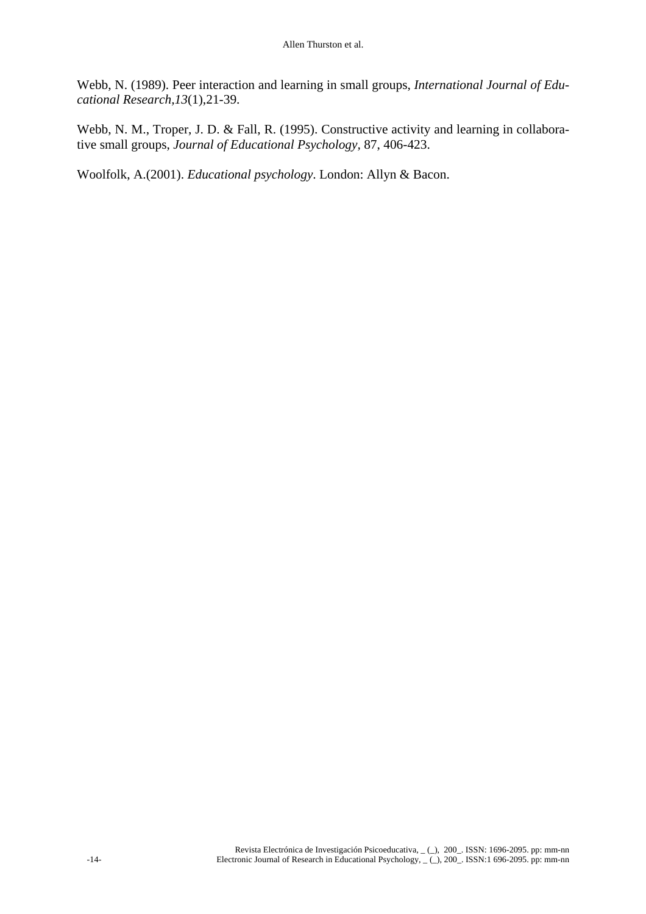Webb, N. (1989). Peer interaction and learning in small groups, *International Journal of Educational Research,13*(1),21-39.

Webb, N. M., Troper, J. D. & Fall, R. (1995). Constructive activity and learning in collaborative small groups, *Journal of Educational Psychology,* 87, 406-423.

Woolfolk, A.(2001). *Educational psychology*. London: Allyn & Bacon.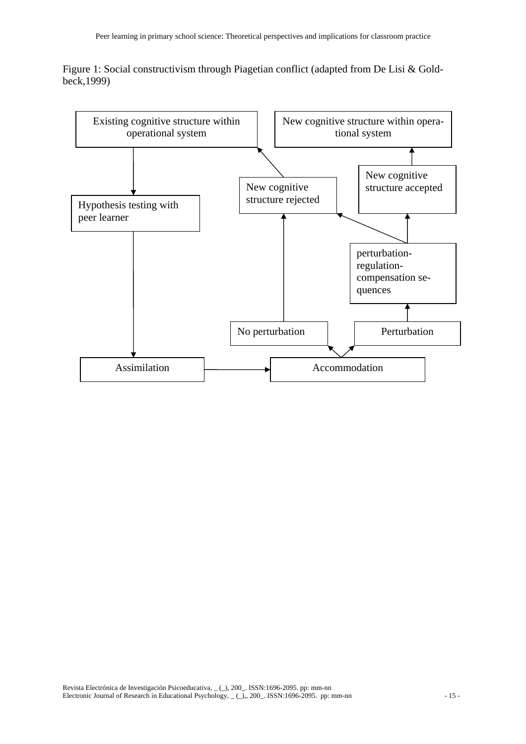Figure 1: Social constructivism through Piagetian conflict (adapted from De Lisi & Goldbeck,1999)

Existing cognitive structure within operational system

New cognitive structure within operational system

New cognitive structure rejected

New cognitive structure accepted

Hypothesis testing with peer learner

perturbation-regulation-compensation sequences

No perturbation

Perturbation

Assimilation

Accommodation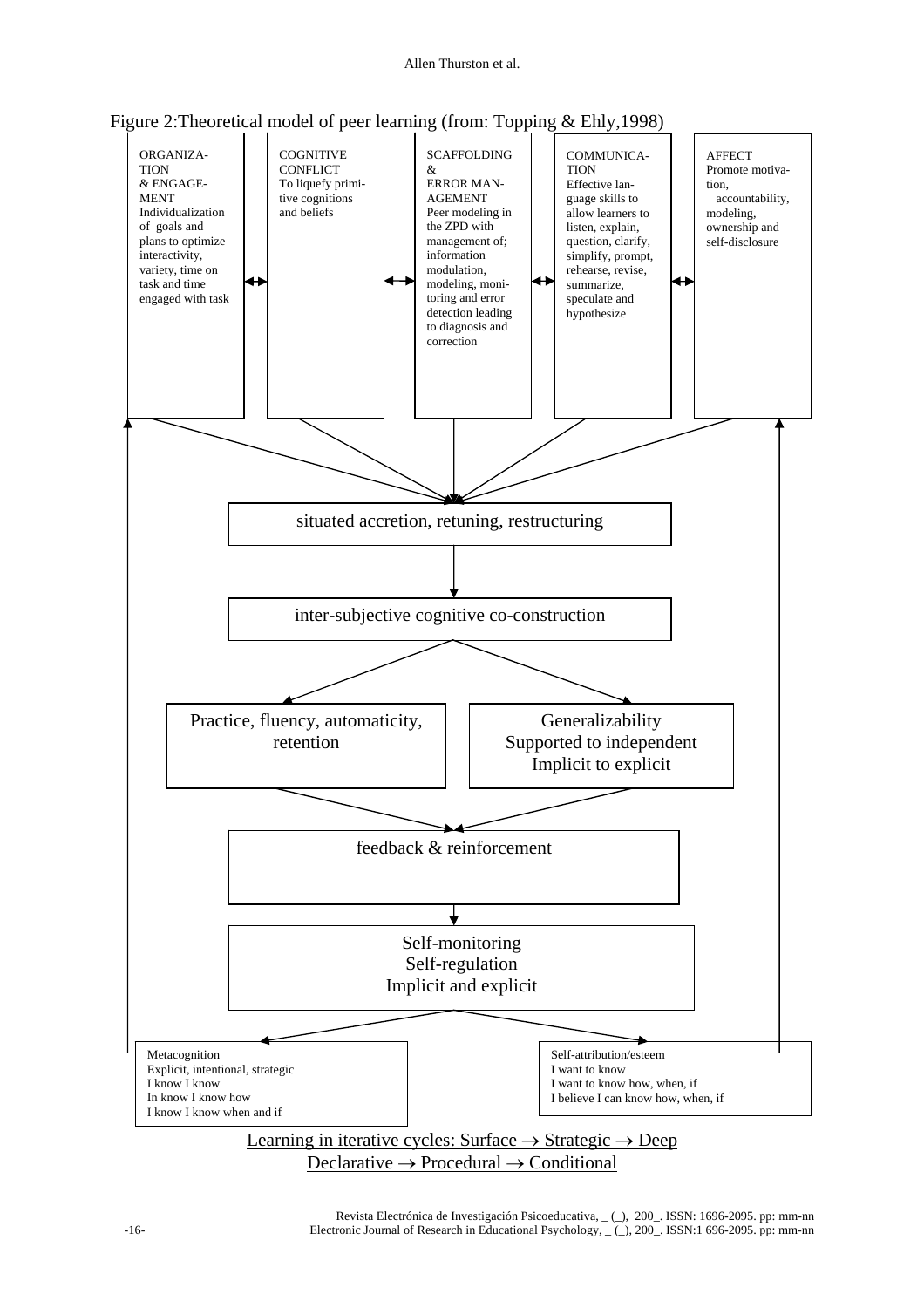Figure 2:Theoretical model of peer learning (from: Topping & Ehly,1998)

ORGANIZATION & ENGAGEMENT
Individualization of goals and plans to optimize interactivity, variety, time on task and time engaged with task

COGNITIVE CONFLICT
To liquefy primitive cognitions and beliefs

SCAFFOLDING & ERROR MANAGEMENT
Peer modeling in the ZPD with management of; information modulation, modeling, monitoring and error detection leading to diagnosis and correction

COMMUNICATION
Effective language skills to allow learners to listen, explain, question, clarify, simplify, prompt, rehearse, revise, summarize, speculate and hypothesize

AFFECT
Promote motivation, accountability, modeling, ownership and self-disclosure

situated accretion, retuning, restructuring

inter-subjective cognitive co-construction

Practice, fluency, automaticity, retention

Generalizability
Supported to independent
Implicit to explicit

feedback & reinforcement

Self-monitoring
Self-regulation
Implicit and explicit

Metacognition
Explicit, intentional, strategic
I know I know
In know I know how
I know I know when and if

Self-attribution/esteem
I want to know
I want to know how, when, if
I believe I can know how, when, if

Learning in iterative cycles: Surface → Strategic → Deep
Declarative → Procedural → Conditional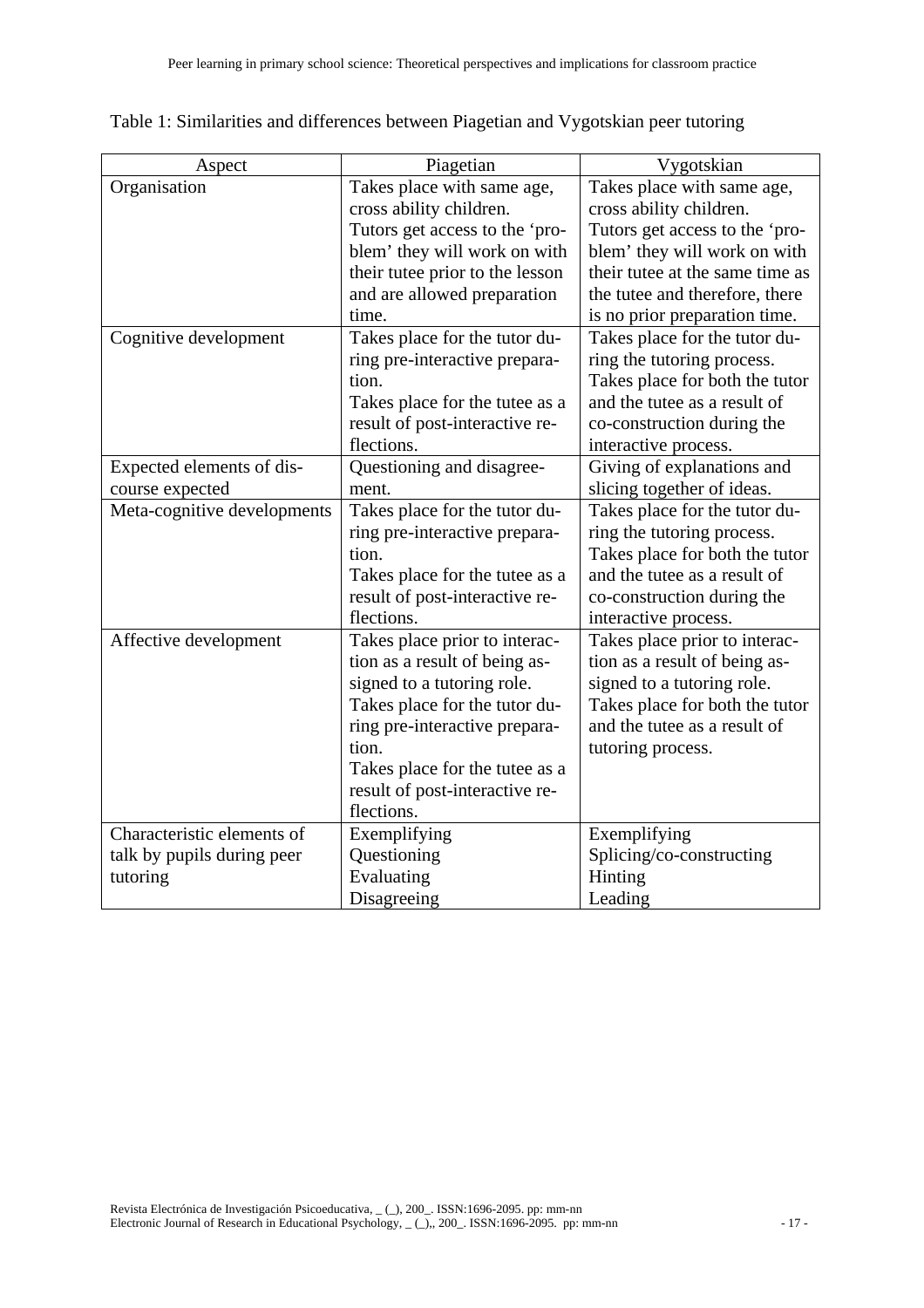Table 1: Similarities and differences between Piagetian and Vygotskian peer tutoring

| Aspect | Piagetian | Vygotskian |
|---|---|---|
| Organisation | Takes place with same age, cross ability children. Tutors get access to the 'problem' they will work on with their tutee prior to the lesson and are allowed preparation time. | Takes place with same age, cross ability children. Tutors get access to the 'problem' they will work on with their tutee at the same time as the tutee and therefore, there is no prior preparation time. |
| Cognitive development | Takes place for the tutor during pre-interactive preparation. Takes place for the tutee as a result of post-interactive reflections. | Takes place for the tutor during the tutoring process. Takes place for both the tutor and the tutee as a result of co-construction during the interactive process. |
| Expected elements of discourse expected | Questioning and disagreement. | Giving of explanations and slicing together of ideas. |
| Meta-cognitive developments | Takes place for the tutor during pre-interactive preparation. Takes place for the tutee as a result of post-interactive reflections. | Takes place for the tutor during the tutoring process. Takes place for both the tutor and the tutee as a result of co-construction during the interactive process. |
| Affective development | Takes place prior to interaction as a result of being assigned to a tutoring role. Takes place for the tutor during pre-interactive preparation. Takes place for the tutee as a result of post-interactive reflections. | Takes place prior to interaction as a result of being assigned to a tutoring role. Takes place for both the tutor and the tutee as a result of tutoring process. |
| Characteristic elements of talk by pupils during peer tutoring | Exemplifying<br>Questioning<br>Evaluating<br>Disagreeing | Exemplifying<br>Splicing/co-constructing<br>Hinting<br>Leading |